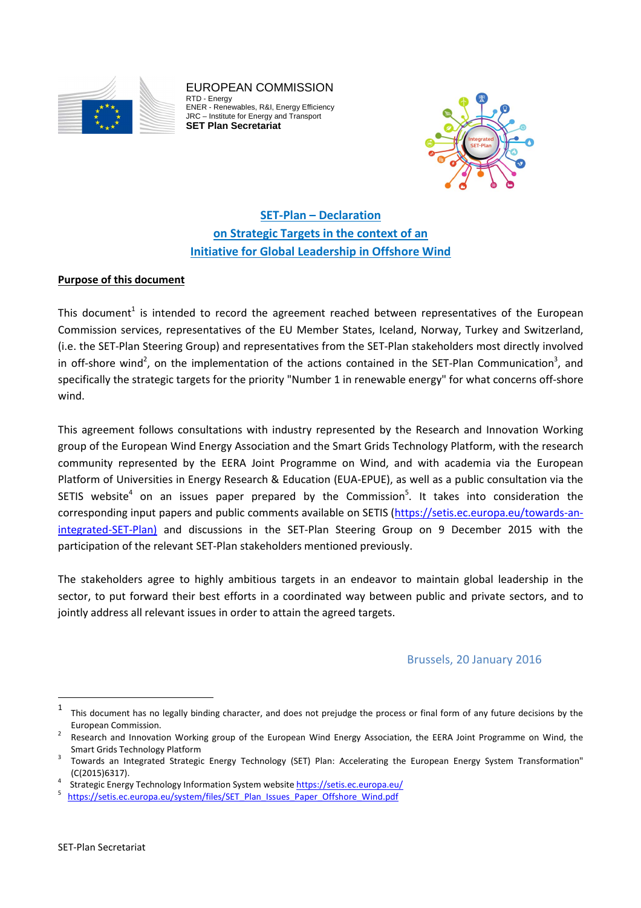EUROPEAN COMMISSION
RTD - Energy
ENER - Renewables, R&I, Energy Efficiency
JRC – Institute for Energy and Transport
**SET Plan Secretariat**

# SET-Plan – Declaration on Strategic Targets in the context of an Initiative for Global Leadership in Offshore Wind

**Purpose of this document**

This document[1] is intended to record the agreement reached between representatives of the European Commission services, representatives of the EU Member States, Iceland, Norway, Turkey and Switzerland, (i.e. the SET-Plan Steering Group) and representatives from the SET-Plan stakeholders most directly involved in off-shore wind[2], on the implementation of the actions contained in the SET-Plan Communication[3], and specifically the strategic targets for the priority "Number 1 in renewable energy" for what concerns off-shore wind.

This agreement follows consultations with industry represented by the Research and Innovation Working group of the European Wind Energy Association and the Smart Grids Technology Platform, with the research community represented by the EERA Joint Programme on Wind, and with academia via the European Platform of Universities in Energy Research & Education (EUA-EPUE), as well as a public consultation via the SETIS website[4] on an issues paper prepared by the Commission[5]. It takes into consideration the corresponding input papers and public comments available on SETIS (https://setis.ec.europa.eu/towards-an-integrated-SET-Plan) and discussions in the SET-Plan Steering Group on 9 December 2015 with the participation of the relevant SET-Plan stakeholders mentioned previously.

The stakeholders agree to highly ambitious targets in an endeavor to maintain global leadership in the sector, to put forward their best efforts in a coordinated way between public and private sectors, and to jointly address all relevant issues in order to attain the agreed targets.

Brussels, 20 January 2016

---

[1] This document has no legally binding character, and does not prejudge the process or final form of any future decisions by the European Commission.

[2] Research and Innovation Working group of the European Wind Energy Association, the EERA Joint Programme on Wind, the Smart Grids Technology Platform

[3] Towards an Integrated Strategic Energy Technology (SET) Plan: Accelerating the European Energy System Transformation" (C(2015)6317).

[4] Strategic Energy Technology Information System website https://setis.ec.europa.eu/

[5] https://setis.ec.europa.eu/system/files/SET_Plan_Issues_Paper_Offshore_Wind.pdf

SET-Plan Secretariat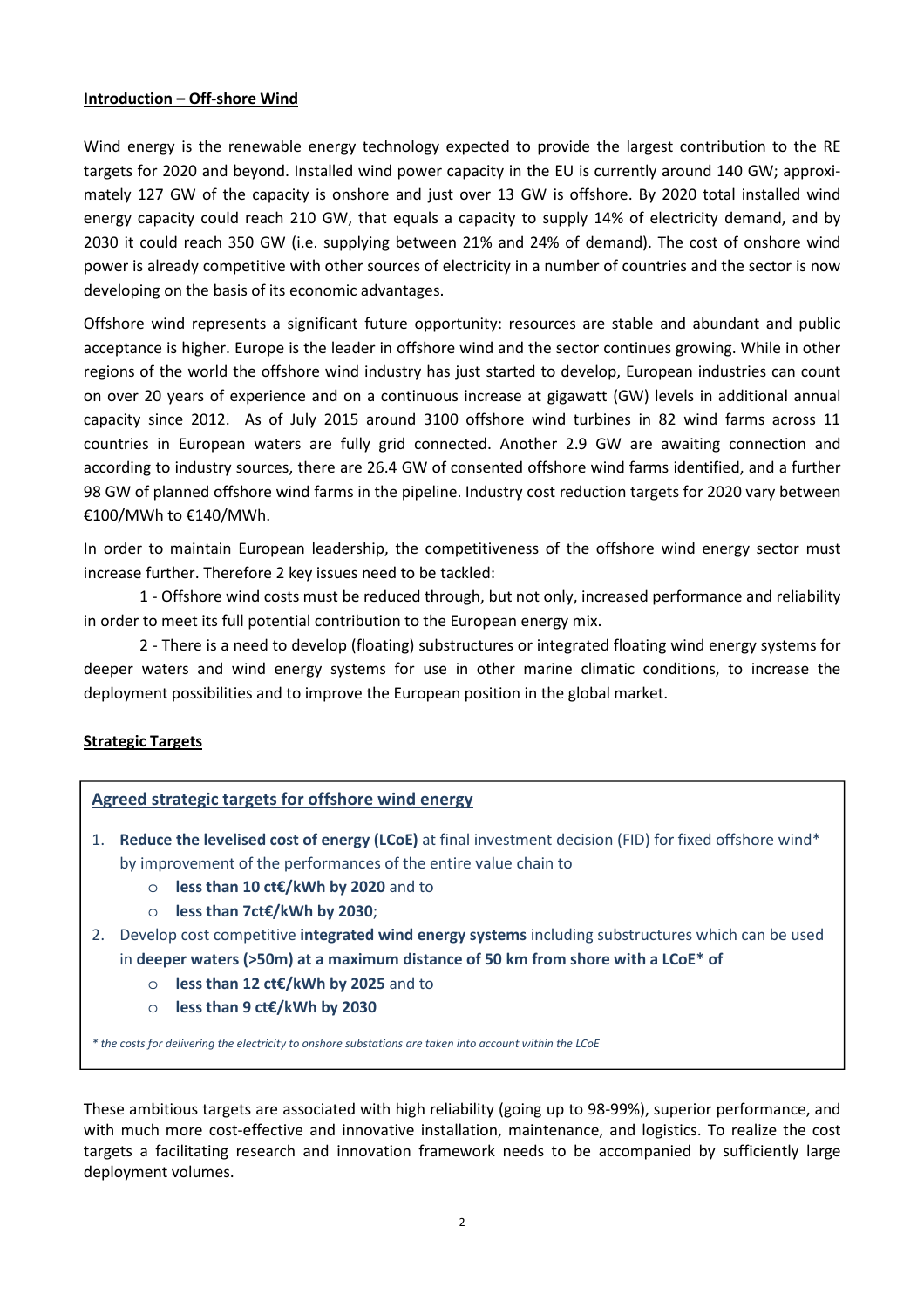**Introduction – Off-shore Wind**

Wind energy is the renewable energy technology expected to provide the largest contribution to the RE targets for 2020 and beyond. Installed wind power capacity in the EU is currently around 140 GW; approximately 127 GW of the capacity is onshore and just over 13 GW is offshore. By 2020 total installed wind energy capacity could reach 210 GW, that equals a capacity to supply 14% of electricity demand, and by 2030 it could reach 350 GW (i.e. supplying between 21% and 24% of demand). The cost of onshore wind power is already competitive with other sources of electricity in a number of countries and the sector is now developing on the basis of its economic advantages.

Offshore wind represents a significant future opportunity: resources are stable and abundant and public acceptance is higher. Europe is the leader in offshore wind and the sector continues growing. While in other regions of the world the offshore wind industry has just started to develop, European industries can count on over 20 years of experience and on a continuous increase at gigawatt (GW) levels in additional annual capacity since 2012. As of July 2015 around 3100 offshore wind turbines in 82 wind farms across 11 countries in European waters are fully grid connected. Another 2.9 GW are awaiting connection and according to industry sources, there are 26.4 GW of consented offshore wind farms identified, and a further 98 GW of planned offshore wind farms in the pipeline. Industry cost reduction targets for 2020 vary between €100/MWh to €140/MWh.

In order to maintain European leadership, the competitiveness of the offshore wind energy sector must increase further. Therefore 2 key issues need to be tackled:

1 - Offshore wind costs must be reduced through, but not only, increased performance and reliability in order to meet its full potential contribution to the European energy mix.

2 - There is a need to develop (floating) substructures or integrated floating wind energy systems for deeper waters and wind energy systems for use in other marine climatic conditions, to increase the deployment possibilities and to improve the European position in the global market.

**Strategic Targets**

**Agreed strategic targets for offshore wind energy**

1. **Reduce the levelised cost of energy (LCoE)** at final investment decision (FID) for fixed offshore wind* by improvement of the performances of the entire value chain to
   - **less than 10 ct€/kWh by 2020** and to
   - **less than 7ct€/kWh by 2030**;
2. Develop cost competitive **integrated wind energy systems** including substructures which can be used in **deeper waters (>50m) at a maximum distance of 50 km from shore with a LCoE* of**
   - **less than 12 ct€/kWh by 2025** and to
   - **less than 9 ct€/kWh by 2030**

*\* the costs for delivering the electricity to onshore substations are taken into account within the LCoE*

These ambitious targets are associated with high reliability (going up to 98-99%), superior performance, and with much more cost-effective and innovative installation, maintenance, and logistics. To realize the cost targets a facilitating research and innovation framework needs to be accompanied by sufficiently large deployment volumes.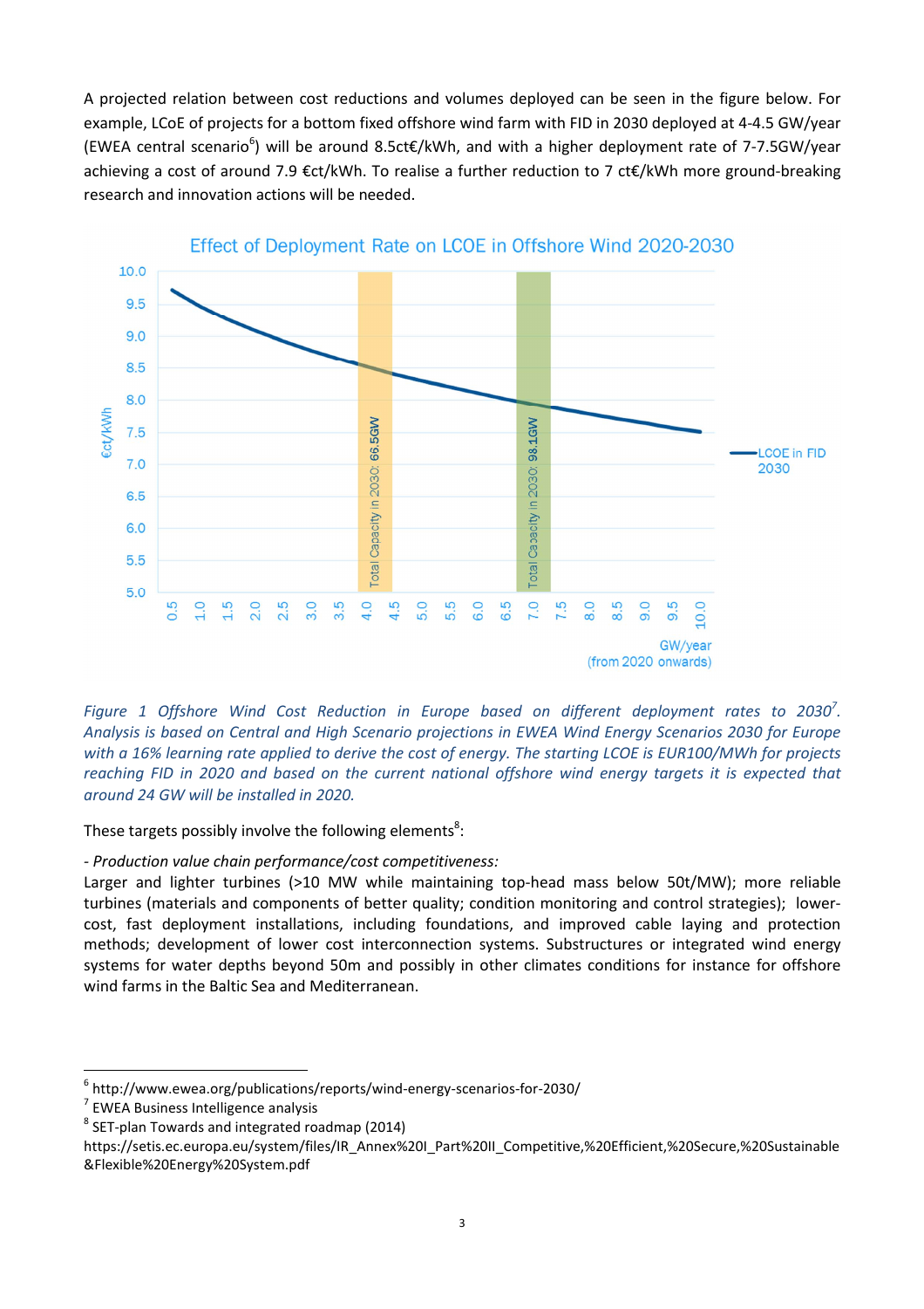A projected relation between cost reductions and volumes deployed can be seen in the figure below. For example, LCoE of projects for a bottom fixed offshore wind farm with FID in 2030 deployed at 4-4.5 GW/year (EWEA central scenario[6]) will be around 8.5ct€/kWh, and with a higher deployment rate of 7-7.5GW/year achieving a cost of around 7.9 €ct/kWh. To realise a further reduction to 7 ct€/kWh more ground-breaking research and innovation actions will be needed.

*Figure 1 Offshore Wind Cost Reduction in Europe based on different deployment rates to 2030[7]. Analysis is based on Central and High Scenario projections in EWEA Wind Energy Scenarios 2030 for Europe with a 16% learning rate applied to derive the cost of energy. The starting LCOE is EUR100/MWh for projects reaching FID in 2020 and based on the current national offshore wind energy targets it is expected that around 24 GW will be installed in 2020.*

These targets possibly involve the following elements[8]:

*- Production value chain performance/cost competitiveness:*
Larger and lighter turbines (>10 MW while maintaining top-head mass below 50t/MW); more reliable turbines (materials and components of better quality; condition monitoring and control strategies); lower-cost, fast deployment installations, including foundations, and improved cable laying and protection methods; development of lower cost interconnection systems. Substructures or integrated wind energy systems for water depths beyond 50m and possibly in other climates conditions for instance for offshore wind farms in the Baltic Sea and Mediterranean.

---

[6] http://www.ewea.org/publications/reports/wind-energy-scenarios-for-2030/

[7] EWEA Business Intelligence analysis

[8] SET-plan Towards and integrated roadmap (2014) https://setis.ec.europa.eu/system/files/IR_Annex%20I_Part%20II_Competitive,%20Efficient,%20Secure,%20Sustainable&Flexible%20Energy%20System.pdf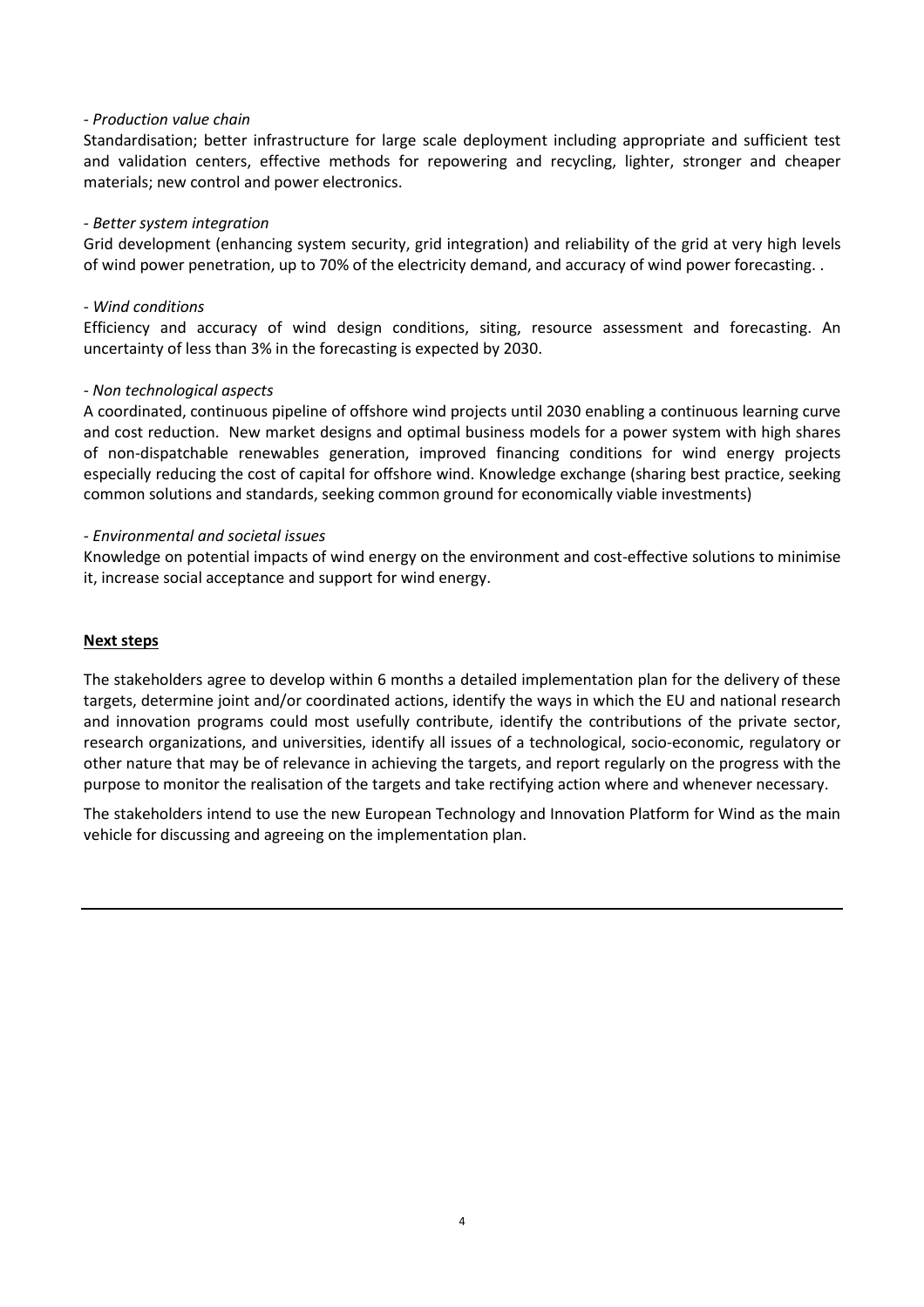*- Production value chain*

Standardisation; better infrastructure for large scale deployment including appropriate and sufficient test and validation centers, effective methods for repowering and recycling, lighter, stronger and cheaper materials; new control and power electronics.

*- Better system integration*

Grid development (enhancing system security, grid integration) and reliability of the grid at very high levels of wind power penetration, up to 70% of the electricity demand, and accuracy of wind power forecasting. .

*- Wind conditions*

Efficiency and accuracy of wind design conditions, siting, resource assessment and forecasting. An uncertainty of less than 3% in the forecasting is expected by 2030.

*- Non technological aspects*

A coordinated, continuous pipeline of offshore wind projects until 2030 enabling a continuous learning curve and cost reduction. New market designs and optimal business models for a power system with high shares of non-dispatchable renewables generation, improved financing conditions for wind energy projects especially reducing the cost of capital for offshore wind. Knowledge exchange (sharing best practice, seeking common solutions and standards, seeking common ground for economically viable investments)

*- Environmental and societal issues*

Knowledge on potential impacts of wind energy on the environment and cost-effective solutions to minimise it, increase social acceptance and support for wind energy.

**<u>Next steps</u>**

The stakeholders agree to develop within 6 months a detailed implementation plan for the delivery of these targets, determine joint and/or coordinated actions, identify the ways in which the EU and national research and innovation programs could most usefully contribute, identify the contributions of the private sector, research organizations, and universities, identify all issues of a technological, socio-economic, regulatory or other nature that may be of relevance in achieving the targets, and report regularly on the progress with the purpose to monitor the realisation of the targets and take rectifying action where and whenever necessary.

The stakeholders intend to use the new European Technology and Innovation Platform for Wind as the main vehicle for discussing and agreeing on the implementation plan.